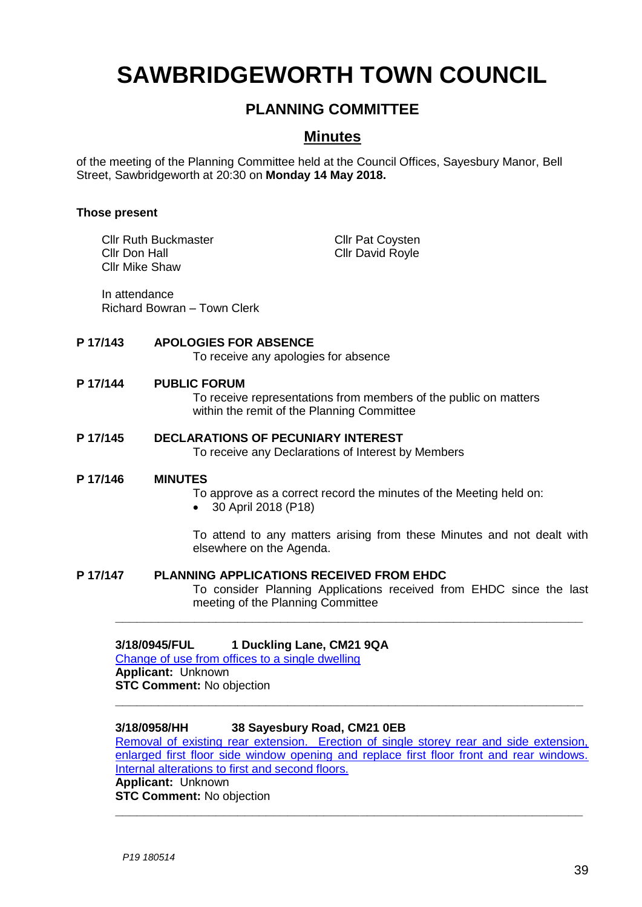# SAWBRIDGEWORTH TOWN COUNCIL

## PLANNING COMMITTEE

## Minutes

of the meeting of the Planning Committee held at the Council Offices, Sayesbury Manor, Bell Street, Sawbridgeworth at 20:30 on **Monday 14 May 2018.**

**Those present**

Cllr Ruth Buckmaster
Cllr Don Hall
Cllr Mike Shaw
Cllr Pat Coysten
Cllr David Royle

In attendance
Richard Bowran – Town Clerk

**P 17/143 APOLOGIES FOR ABSENCE**

To receive any apologies for absence

**P 17/144 PUBLIC FORUM**

To receive representations from members of the public on matters within the remit of the Planning Committee

**P 17/145 DECLARATIONS OF PECUNIARY INTEREST**

To receive any Declarations of Interest by Members

**P 17/146 MINUTES**

To approve as a correct record the minutes of the Meeting held on:

- 30 April 2018 (P18)

To attend to any matters arising from these Minutes and not dealt with elsewhere on the Agenda.

**P 17/147 PLANNING APPLICATIONS RECEIVED FROM EHDC**

To consider Planning Applications received from EHDC since the last meeting of the Planning Committee

---

**3/18/0945/FUL 1 Duckling Lane, CM21 9QA**
Change of use from offices to a single dwelling
**Applicant:** Unknown
**STC Comment:** No objection

---

**3/18/0958/HH 38 Sayesbury Road, CM21 0EB**
Removal of existing rear extension. Erection of single storey rear and side extension, enlarged first floor side window opening and replace first floor front and rear windows. Internal alterations to first and second floors.
**Applicant:** Unknown
**STC Comment:** No objection

---

*P19 180514*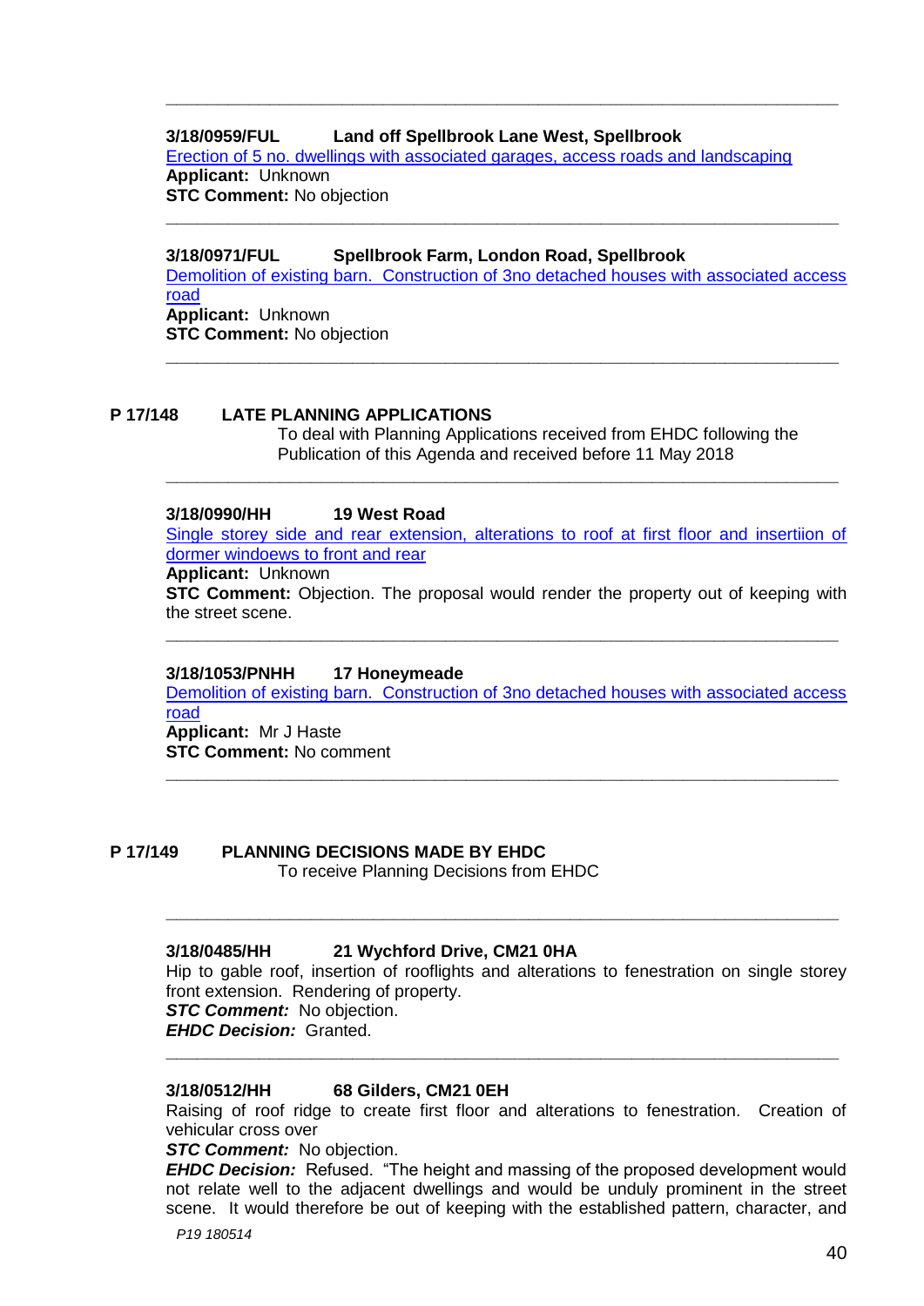---

**3/18/0959/FUL Land off Spellbrook Lane West, Spellbrook**

Erection of 5 no. dwellings with associated garages, access roads and landscaping

**Applicant:** Unknown

**STC Comment:** No objection

---

**3/18/0971/FUL Spellbrook Farm, London Road, Spellbrook**

Demolition of existing barn. Construction of 3no detached houses with associated access road

**Applicant:** Unknown

**STC Comment:** No objection

---

## P 17/148 LATE PLANNING APPLICATIONS

To deal with Planning Applications received from EHDC following the Publication of this Agenda and received before 11 May 2018

---

**3/18/0990/HH 19 West Road**

Single storey side and rear extension, alterations to roof at first floor and insertiion of dormer windoews to front and rear

**Applicant:** Unknown

**STC Comment:** Objection. The proposal would render the property out of keeping with the street scene.

---

**3/18/1053/PNHH 17 Honeymeade**

Demolition of existing barn. Construction of 3no detached houses with associated access road

**Applicant:** Mr J Haste

**STC Comment:** No comment

---

## P 17/149 PLANNING DECISIONS MADE BY EHDC

To receive Planning Decisions from EHDC

---

**3/18/0485/HH 21 Wychford Drive, CM21 0HA**

Hip to gable roof, insertion of rooflights and alterations to fenestration on single storey front extension. Rendering of property.

***STC Comment:*** No objection.

***EHDC Decision:*** Granted.

---

**3/18/0512/HH 68 Gilders, CM21 0EH**

Raising of roof ridge to create first floor and alterations to fenestration. Creation of vehicular cross over

***STC Comment:*** No objection.

***EHDC Decision:*** Refused. "The height and massing of the proposed development would not relate well to the adjacent dwellings and would be unduly prominent in the street scene. It would therefore be out of keeping with the established pattern, character, and

P19 180514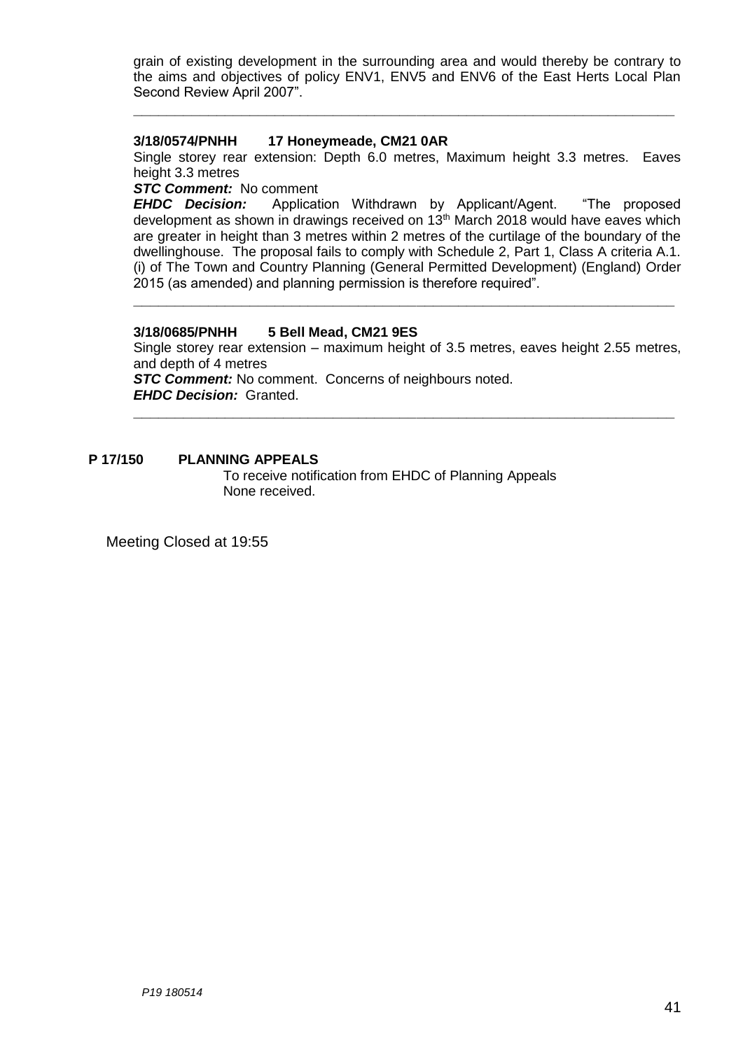grain of existing development in the surrounding area and would thereby be contrary to the aims and objectives of policy ENV1, ENV5 and ENV6 of the East Herts Local Plan Second Review April 2007".

---

**3/18/0574/PNHH 17 Honeymeade, CM21 0AR**

Single storey rear extension: Depth 6.0 metres, Maximum height 3.3 metres. Eaves height 3.3 metres

***STC Comment:*** No comment

***EHDC Decision:*** Application Withdrawn by Applicant/Agent. "The proposed development as shown in drawings received on 13th March 2018 would have eaves which are greater in height than 3 metres within 2 metres of the curtilage of the boundary of the dwellinghouse. The proposal fails to comply with Schedule 2, Part 1, Class A criteria A.1. (i) of The Town and Country Planning (General Permitted Development) (England) Order 2015 (as amended) and planning permission is therefore required".

---

**3/18/0685/PNHH 5 Bell Mead, CM21 9ES**

Single storey rear extension – maximum height of 3.5 metres, eaves height 2.55 metres, and depth of 4 metres

***STC Comment:*** No comment. Concerns of neighbours noted.

***EHDC Decision:*** Granted.

---

**P 17/150 PLANNING APPEALS**

To receive notification from EHDC of Planning Appeals
None received.

Meeting Closed at 19:55

*P19 180514*